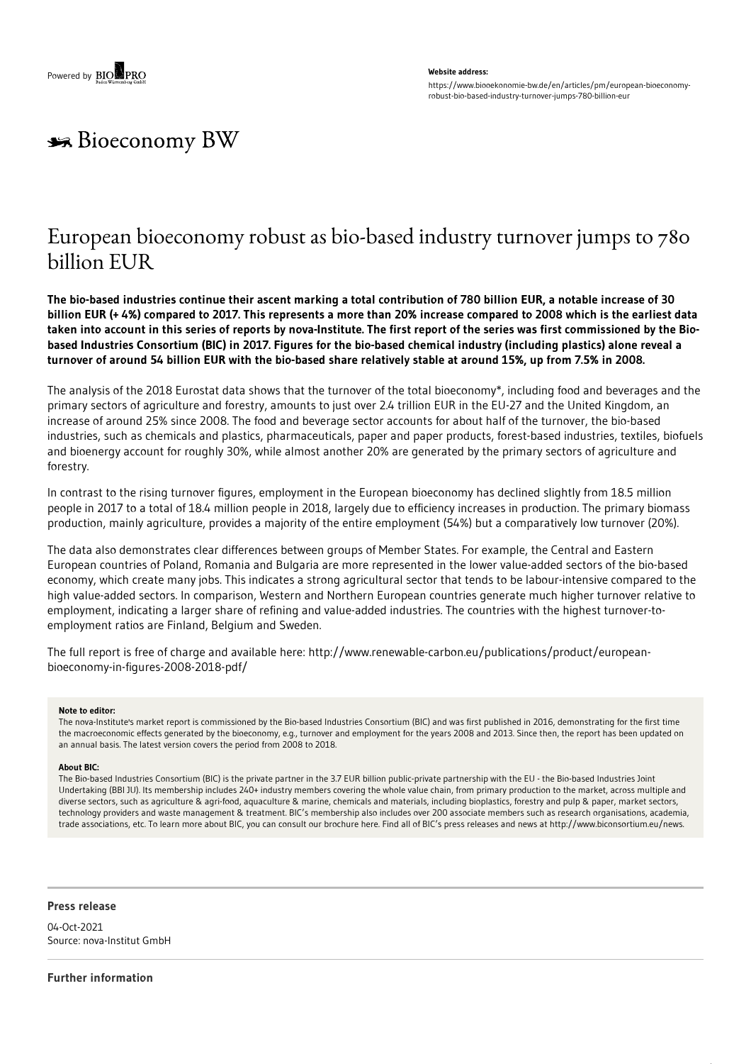Powered by BIOPRO

**Website address:**

https://www.biooekonomie-bw.de/en/articles/pm/european-bioeconomy-robust-bio-based-industry-turnover-jumps-780-billion-eur

Bioeconomy BW

# European bioeconomy robust as bio-based industry turnover jumps to 780 billion EUR

**The bio-based industries continue their ascent marking a total contribution of 780 billion EUR, a notable increase of 30 billion EUR (+ 4%) compared to 2017. This represents a more than 20% increase compared to 2008 which is the earliest data taken into account in this series of reports by nova-Institute. The first report of the series was first commissioned by the Bio-based Industries Consortium (BIC) in 2017. Figures for the bio-based chemical industry (including plastics) alone reveal a turnover of around 54 billion EUR with the bio-based share relatively stable at around 15%, up from 7.5% in 2008.**

The analysis of the 2018 Eurostat data shows that the turnover of the total bioeconomy*, including food and beverages and the primary sectors of agriculture and forestry, amounts to just over 2.4 trillion EUR in the EU-27 and the United Kingdom, an increase of around 25% since 2008. The food and beverage sector accounts for about half of the turnover, the bio-based industries, such as chemicals and plastics, pharmaceuticals, paper and paper products, forest-based industries, textiles, biofuels and bioenergy account for roughly 30%, while almost another 20% are generated by the primary sectors of agriculture and forestry.

In contrast to the rising turnover figures, employment in the European bioeconomy has declined slightly from 18.5 million people in 2017 to a total of 18.4 million people in 2018, largely due to efficiency increases in production. The primary biomass production, mainly agriculture, provides a majority of the entire employment (54%) but a comparatively low turnover (20%).

The data also demonstrates clear differences between groups of Member States. For example, the Central and Eastern European countries of Poland, Romania and Bulgaria are more represented in the lower value-added sectors of the bio-based economy, which create many jobs. This indicates a strong agricultural sector that tends to be labour-intensive compared to the high value-added sectors. In comparison, Western and Northern European countries generate much higher turnover relative to employment, indicating a larger share of refining and value-added industries. The countries with the highest turnover-to-employment ratios are Finland, Belgium and Sweden.

The full report is free of charge and available here: http://www.renewable-carbon.eu/publications/product/european-bioeconomy-in-figures-2008-2018-pdf/

**Note to editor:**

The nova-Institute's market report is commissioned by the Bio-based Industries Consortium (BIC) and was first published in 2016, demonstrating for the first time the macroeconomic effects generated by the bioeconomy, e.g., turnover and employment for the years 2008 and 2013. Since then, the report has been updated on an annual basis. The latest version covers the period from 2008 to 2018.

**About BIC:**

The Bio-based Industries Consortium (BIC) is the private partner in the 3.7 EUR billion public-private partnership with the EU - the Bio-based Industries Joint Undertaking (BBI JU). Its membership includes 240+ industry members covering the whole value chain, from primary production to the market, across multiple and diverse sectors, such as agriculture & agri-food, aquaculture & marine, chemicals and materials, including bioplastics, forestry and pulp & paper, market sectors, technology providers and waste management & treatment. BIC's membership also includes over 200 associate members such as research organisations, academia, trade associations, etc. To learn more about BIC, you can consult our brochure here. Find all of BIC's press releases and news at http://www.biconsortium.eu/news.

**Press release**

04-Oct-2021
Source: nova-Institut GmbH

**Further information**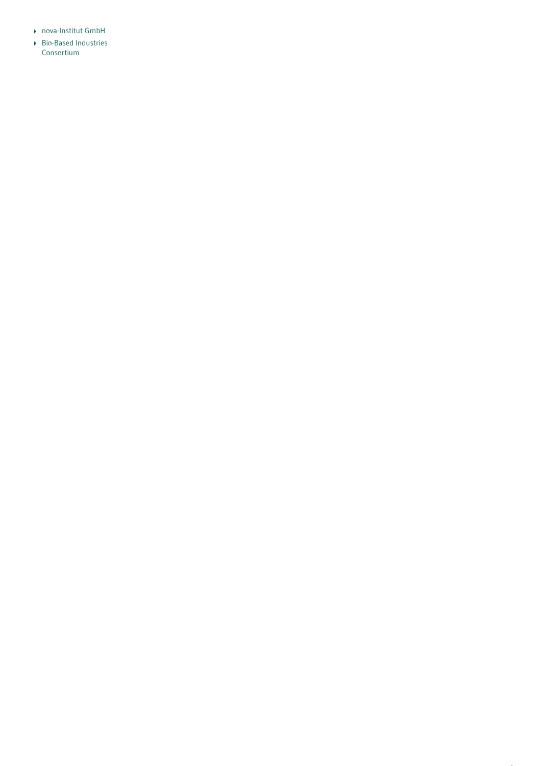- nova-Institut GmbH
- Bio-Based Industries Consortium